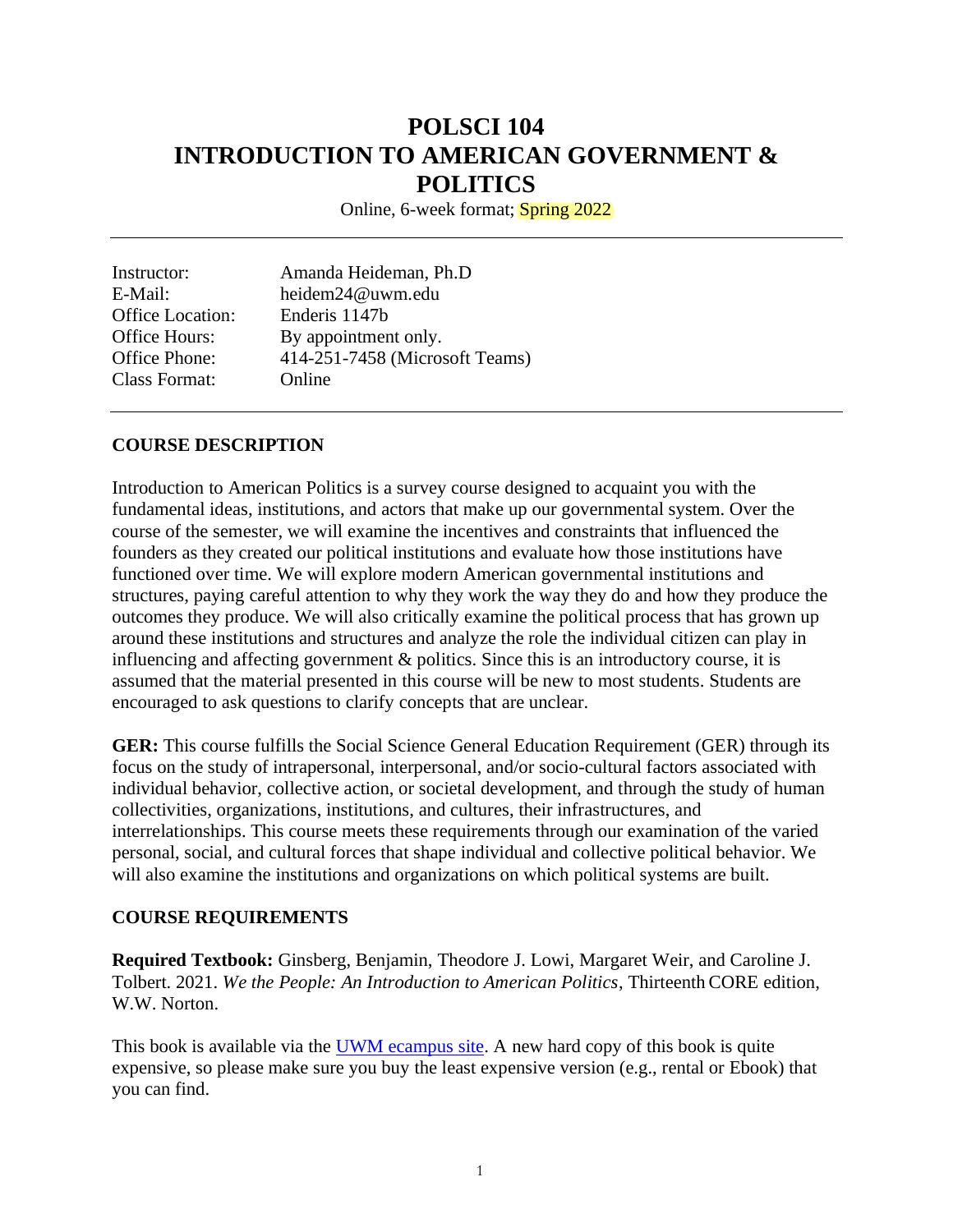# POLSCI 104
# INTRODUCTION TO AMERICAN GOVERNMENT & POLITICS

Online, 6-week format; Spring 2022

---

| | |
|---|---|
| Instructor: | Amanda Heideman, Ph.D |
| E-Mail: | heidem24@uwm.edu |
| Office Location: | Enderis 1147b |
| Office Hours: | By appointment only. |
| Office Phone: | 414-251-7458 (Microsoft Teams) |
| Class Format: | Online |

---

## COURSE DESCRIPTION

Introduction to American Politics is a survey course designed to acquaint you with the fundamental ideas, institutions, and actors that make up our governmental system. Over the course of the semester, we will examine the incentives and constraints that influenced the founders as they created our political institutions and evaluate how those institutions have functioned over time. We will explore modern American governmental institutions and structures, paying careful attention to why they work the way they do and how they produce the outcomes they produce. We will also critically examine the political process that has grown up around these institutions and structures and analyze the role the individual citizen can play in influencing and affecting government & politics. Since this is an introductory course, it is assumed that the material presented in this course will be new to most students. Students are encouraged to ask questions to clarify concepts that are unclear.

**GER:** This course fulfills the Social Science General Education Requirement (GER) through its focus on the study of intrapersonal, interpersonal, and/or socio-cultural factors associated with individual behavior, collective action, or societal development, and through the study of human collectivities, organizations, institutions, and cultures, their infrastructures, and interrelationships. This course meets these requirements through our examination of the varied personal, social, and cultural forces that shape individual and collective political behavior. We will also examine the institutions and organizations on which political systems are built.

## COURSE REQUIREMENTS

**Required Textbook:** Ginsberg, Benjamin, Theodore J. Lowi, Margaret Weir, and Caroline J. Tolbert. 2021. *We the People: An Introduction to American Politics*, Thirteenth CORE edition, W.W. Norton.

This book is available via the UWM ecampus site. A new hard copy of this book is quite expensive, so please make sure you buy the least expensive version (e.g., rental or Ebook) that you can find.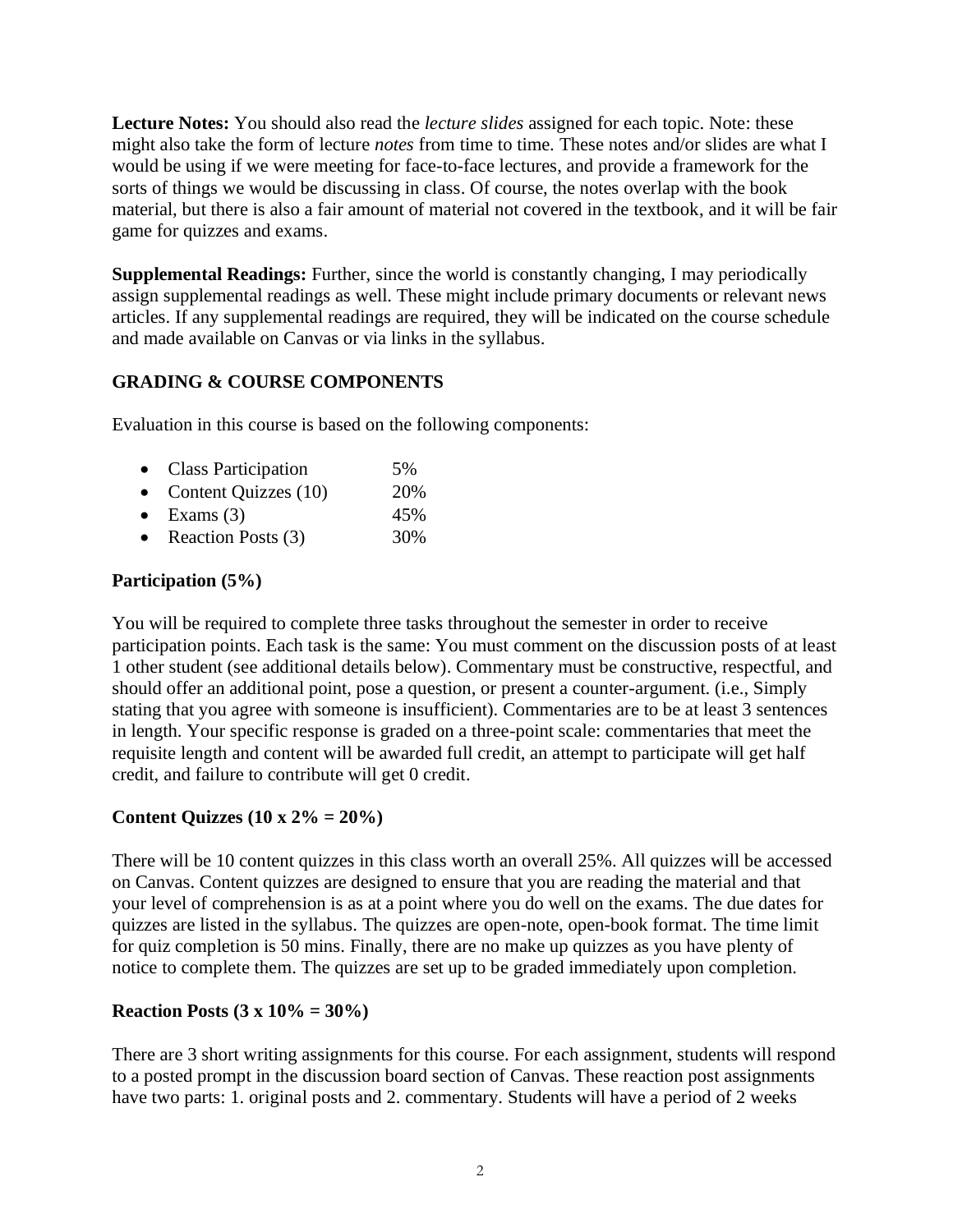**Lecture Notes:** You should also read the *lecture slides* assigned for each topic. Note: these might also take the form of lecture *notes* from time to time. These notes and/or slides are what I would be using if we were meeting for face-to-face lectures, and provide a framework for the sorts of things we would be discussing in class. Of course, the notes overlap with the book material, but there is also a fair amount of material not covered in the textbook, and it will be fair game for quizzes and exams.

**Supplemental Readings:** Further, since the world is constantly changing, I may periodically assign supplemental readings as well. These might include primary documents or relevant news articles. If any supplemental readings are required, they will be indicated on the course schedule and made available on Canvas or via links in the syllabus.

## GRADING & COURSE COMPONENTS

Evaluation in this course is based on the following components:

- Class Participation 5%
- Content Quizzes (10) 20%
- Exams (3) 45%
- Reaction Posts (3) 30%

### Participation (5%)

You will be required to complete three tasks throughout the semester in order to receive participation points. Each task is the same: You must comment on the discussion posts of at least 1 other student (see additional details below). Commentary must be constructive, respectful, and should offer an additional point, pose a question, or present a counter-argument. (i.e., Simply stating that you agree with someone is insufficient). Commentaries are to be at least 3 sentences in length. Your specific response is graded on a three-point scale: commentaries that meet the requisite length and content will be awarded full credit, an attempt to participate will get half credit, and failure to contribute will get 0 credit.

### Content Quizzes (10 x 2% = 20%)

There will be 10 content quizzes in this class worth an overall 25%. All quizzes will be accessed on Canvas. Content quizzes are designed to ensure that you are reading the material and that your level of comprehension is as at a point where you do well on the exams. The due dates for quizzes are listed in the syllabus. The quizzes are open-note, open-book format. The time limit for quiz completion is 50 mins. Finally, there are no make up quizzes as you have plenty of notice to complete them. The quizzes are set up to be graded immediately upon completion.

### Reaction Posts (3 x 10% = 30%)

There are 3 short writing assignments for this course. For each assignment, students will respond to a posted prompt in the discussion board section of Canvas. These reaction post assignments have two parts: 1. original posts and 2. commentary. Students will have a period of 2 weeks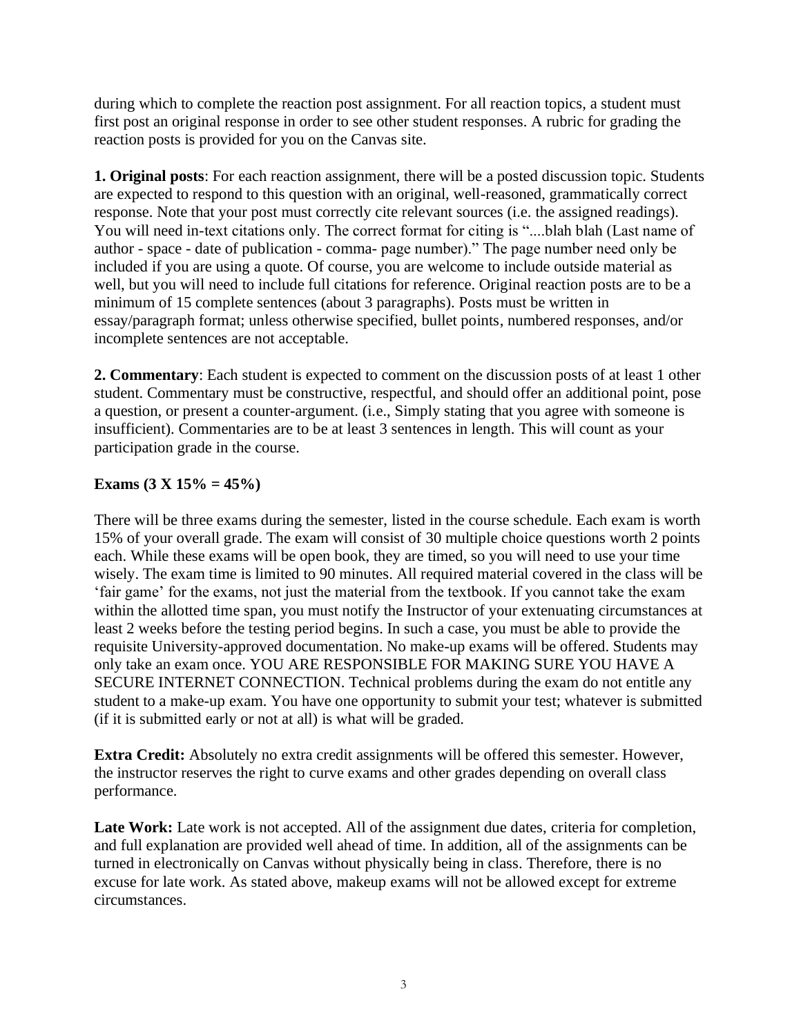during which to complete the reaction post assignment. For all reaction topics, a student must first post an original response in order to see other student responses. A rubric for grading the reaction posts is provided for you on the Canvas site.

**1. Original posts**: For each reaction assignment, there will be a posted discussion topic. Students are expected to respond to this question with an original, well-reasoned, grammatically correct response. Note that your post must correctly cite relevant sources (i.e. the assigned readings). You will need in-text citations only. The correct format for citing is "....blah blah (Last name of author - space - date of publication - comma- page number)." The page number need only be included if you are using a quote. Of course, you are welcome to include outside material as well, but you will need to include full citations for reference. Original reaction posts are to be a minimum of 15 complete sentences (about 3 paragraphs). Posts must be written in essay/paragraph format; unless otherwise specified, bullet points, numbered responses, and/or incomplete sentences are not acceptable.

**2. Commentary**: Each student is expected to comment on the discussion posts of at least 1 other student. Commentary must be constructive, respectful, and should offer an additional point, pose a question, or present a counter-argument. (i.e., Simply stating that you agree with someone is insufficient). Commentaries are to be at least 3 sentences in length. This will count as your participation grade in the course.

**Exams (3 X 15% = 45%)**

There will be three exams during the semester, listed in the course schedule. Each exam is worth 15% of your overall grade. The exam will consist of 30 multiple choice questions worth 2 points each. While these exams will be open book, they are timed, so you will need to use your time wisely. The exam time is limited to 90 minutes. All required material covered in the class will be 'fair game' for the exams, not just the material from the textbook. If you cannot take the exam within the allotted time span, you must notify the Instructor of your extenuating circumstances at least 2 weeks before the testing period begins. In such a case, you must be able to provide the requisite University-approved documentation. No make-up exams will be offered. Students may only take an exam once. YOU ARE RESPONSIBLE FOR MAKING SURE YOU HAVE A SECURE INTERNET CONNECTION. Technical problems during the exam do not entitle any student to a make-up exam. You have one opportunity to submit your test; whatever is submitted (if it is submitted early or not at all) is what will be graded.

**Extra Credit:** Absolutely no extra credit assignments will be offered this semester. However, the instructor reserves the right to curve exams and other grades depending on overall class performance.

**Late Work:** Late work is not accepted. All of the assignment due dates, criteria for completion, and full explanation are provided well ahead of time. In addition, all of the assignments can be turned in electronically on Canvas without physically being in class. Therefore, there is no excuse for late work. As stated above, makeup exams will not be allowed except for extreme circumstances.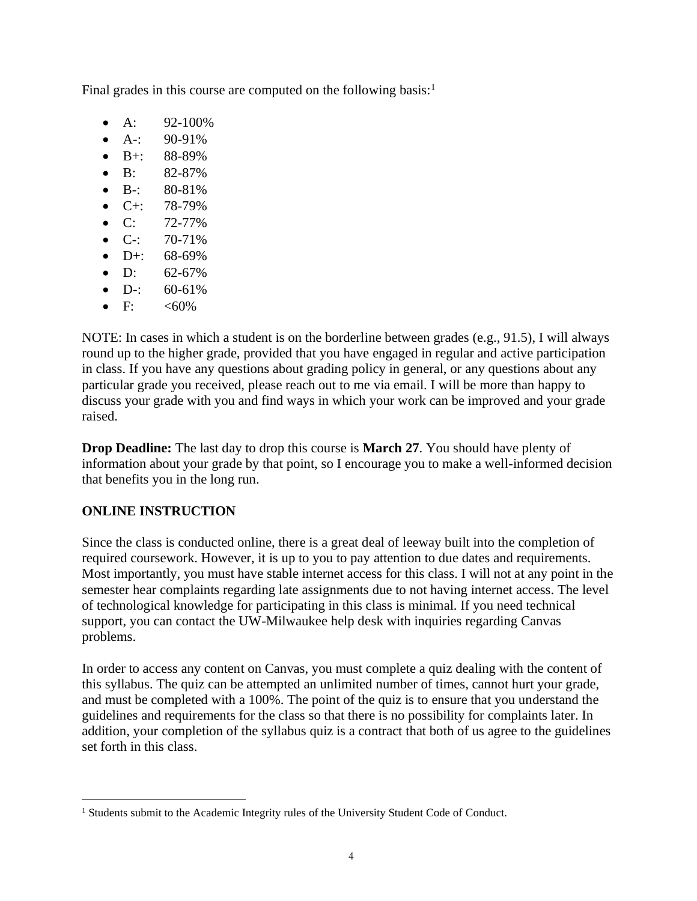Final grades in this course are computed on the following basis:[1]

- A: 92-100%
- A-: 90-91%
- B+: 88-89%
- B: 82-87%
- B-: 80-81%
- C+: 78-79%
- C: 72-77%
- C-: 70-71%
- D+: 68-69%
- D: 62-67%
- D-: 60-61%
- F: <60%

NOTE: In cases in which a student is on the borderline between grades (e.g., 91.5), I will always round up to the higher grade, provided that you have engaged in regular and active participation in class. If you have any questions about grading policy in general, or any questions about any particular grade you received, please reach out to me via email. I will be more than happy to discuss your grade with you and find ways in which your work can be improved and your grade raised.

**Drop Deadline:** The last day to drop this course is **March 27**. You should have plenty of information about your grade by that point, so I encourage you to make a well-informed decision that benefits you in the long run.

## ONLINE INSTRUCTION

Since the class is conducted online, there is a great deal of leeway built into the completion of required coursework. However, it is up to you to pay attention to due dates and requirements. Most importantly, you must have stable internet access for this class. I will not at any point in the semester hear complaints regarding late assignments due to not having internet access. The level of technological knowledge for participating in this class is minimal. If you need technical support, you can contact the UW-Milwaukee help desk with inquiries regarding Canvas problems.

In order to access any content on Canvas, you must complete a quiz dealing with the content of this syllabus. The quiz can be attempted an unlimited number of times, cannot hurt your grade, and must be completed with a 100%. The point of the quiz is to ensure that you understand the guidelines and requirements for the class so that there is no possibility for complaints later. In addition, your completion of the syllabus quiz is a contract that both of us agree to the guidelines set forth in this class.

---

[1] Students submit to the Academic Integrity rules of the University Student Code of Conduct.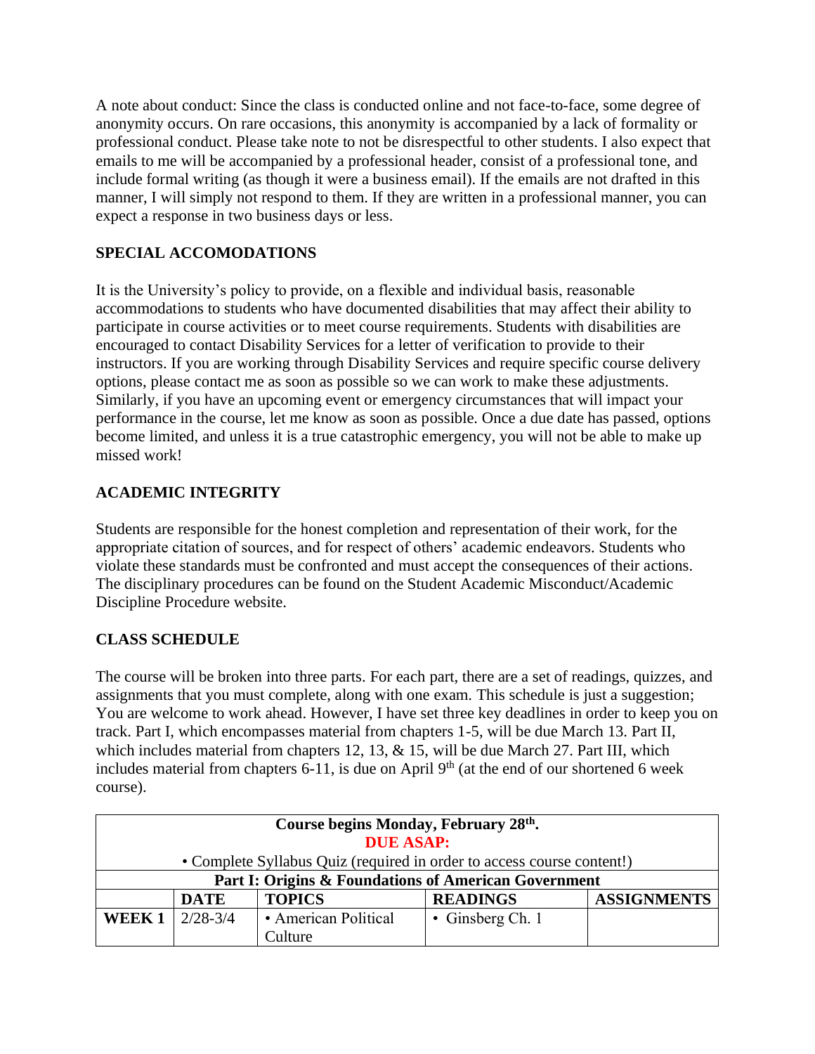A note about conduct: Since the class is conducted online and not face-to-face, some degree of anonymity occurs. On rare occasions, this anonymity is accompanied by a lack of formality or professional conduct. Please take note to not be disrespectful to other students. I also expect that emails to me will be accompanied by a professional header, consist of a professional tone, and include formal writing (as though it were a business email). If the emails are not drafted in this manner, I will simply not respond to them. If they are written in a professional manner, you can expect a response in two business days or less.

## SPECIAL ACCOMODATIONS

It is the University's policy to provide, on a flexible and individual basis, reasonable accommodations to students who have documented disabilities that may affect their ability to participate in course activities or to meet course requirements. Students with disabilities are encouraged to contact Disability Services for a letter of verification to provide to their instructors. If you are working through Disability Services and require specific course delivery options, please contact me as soon as possible so we can work to make these adjustments. Similarly, if you have an upcoming event or emergency circumstances that will impact your performance in the course, let me know as soon as possible. Once a due date has passed, options become limited, and unless it is a true catastrophic emergency, you will not be able to make up missed work!

## ACADEMIC INTEGRITY

Students are responsible for the honest completion and representation of their work, for the appropriate citation of sources, and for respect of others' academic endeavors. Students who violate these standards must be confronted and must accept the consequences of their actions. The disciplinary procedures can be found on the Student Academic Misconduct/Academic Discipline Procedure website.

## CLASS SCHEDULE

The course will be broken into three parts. For each part, there are a set of readings, quizzes, and assignments that you must complete, along with one exam. This schedule is just a suggestion; You are welcome to work ahead. However, I have set three key deadlines in order to keep you on track. Part I, which encompasses material from chapters 1-5, will be due March 13. Part II, which includes material from chapters 12, 13, & 15, will be due March 27. Part III, which includes material from chapters 6-11, is due on April 9th (at the end of our shortened 6 week course).

| | | | | |
|---|---|---|---|---|
| **Course begins Monday, February 28th.** **DUE ASAP:** • Complete Syllabus Quiz (required in order to access course content!) | | | | |
| **Part I: Origins & Foundations of American Government** | | | | |
| | **DATE** | **TOPICS** | **READINGS** | **ASSIGNMENTS** |
| **WEEK 1** | 2/28-3/4 | • American Political Culture | • Ginsberg Ch. 1 | |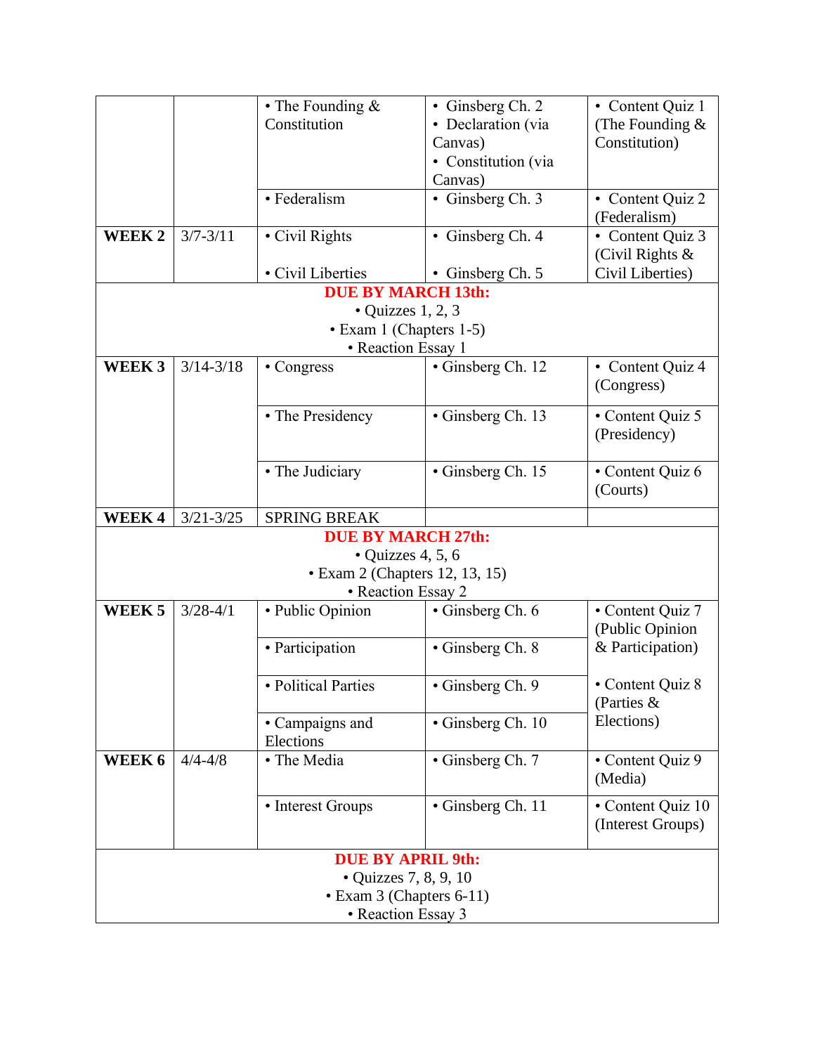| | | | | |
|---|---|---|---|---|
| | | • The Founding & Constitution | • Ginsberg Ch. 2<br>• Declaration (via Canvas)<br>• Constitution (via Canvas) | • Content Quiz 1 (The Founding & Constitution) |
| | | • Federalism | • Ginsberg Ch. 3 | • Content Quiz 2 (Federalism) |
| **WEEK 2** | 3/7-3/11 | • Civil Rights<br><br>• Civil Liberties | • Ginsberg Ch. 4<br><br>• Ginsberg Ch. 5 | • Content Quiz 3 (Civil Rights & Civil Liberties) |
| **DUE BY MARCH 13th:**<br>• Quizzes 1, 2, 3<br>• Exam 1 (Chapters 1-5)<br>• Reaction Essay 1 | | | | |
| **WEEK 3** | 3/14-3/18 | • Congress | • Ginsberg Ch. 12 | • Content Quiz 4 (Congress) |
| | | • The Presidency | • Ginsberg Ch. 13 | • Content Quiz 5 (Presidency) |
| | | • The Judiciary | • Ginsberg Ch. 15 | • Content Quiz 6 (Courts) |
| **WEEK 4** | 3/21-3/25 | SPRING BREAK | | |
| **DUE BY MARCH 27th:**<br>• Quizzes 4, 5, 6<br>• Exam 2 (Chapters 12, 13, 15)<br>• Reaction Essay 2 | | | | |
| **WEEK 5** | 3/28-4/1 | • Public Opinion | • Ginsberg Ch. 6 | • Content Quiz 7 (Public Opinion & Participation) |
| | | • Participation | • Ginsberg Ch. 8 | |
| | | • Political Parties | • Ginsberg Ch. 9 | • Content Quiz 8 (Parties & Elections) |
| | | • Campaigns and Elections | • Ginsberg Ch. 10 | |
| **WEEK 6** | 4/4-4/8 | • The Media | • Ginsberg Ch. 7 | • Content Quiz 9 (Media) |
| | | • Interest Groups | • Ginsberg Ch. 11 | • Content Quiz 10 (Interest Groups) |
| **DUE BY APRIL 9th:**<br>• Quizzes 7, 8, 9, 10<br>• Exam 3 (Chapters 6-11)<br>• Reaction Essay 3 | | | | |